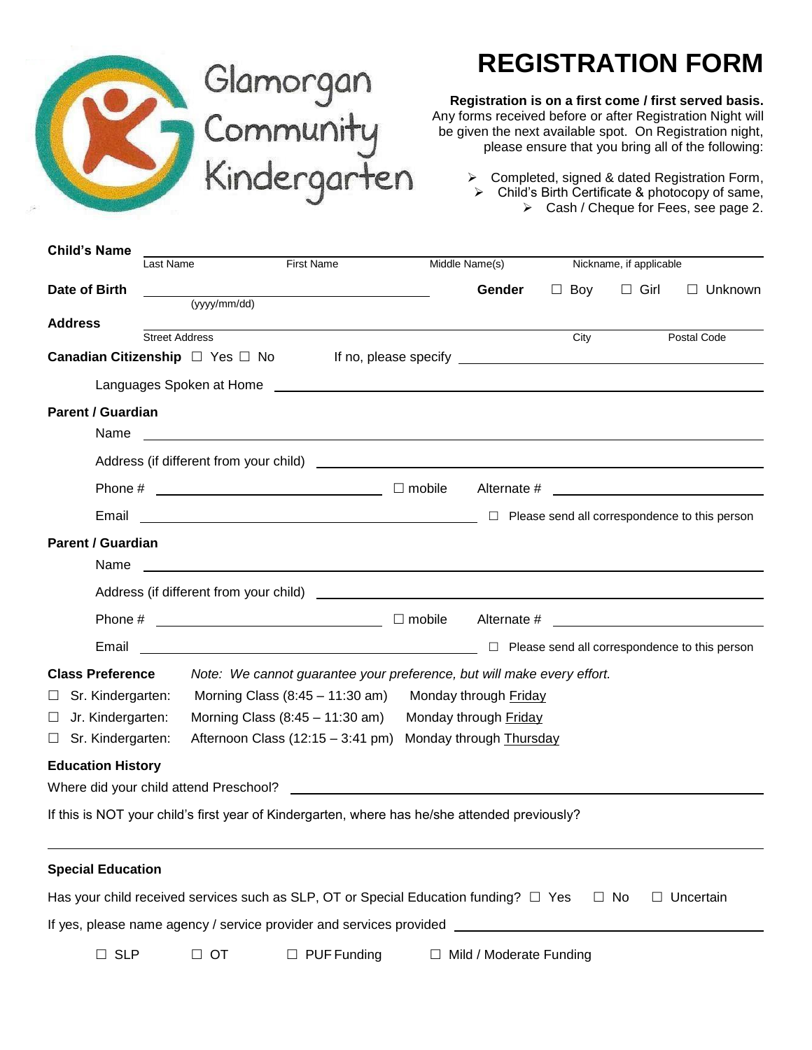Glamorgan Community Kindergarten

# REGISTRATION FORM

**Registration is on a first come / first served basis.** Any forms received before or after Registration Night will be given the next available spot. On Registration night, please ensure that you bring all of the following:

- Completed, signed & dated Registration Form,
- Child's Birth Certificate & photocopy of same,
- Cash / Cheque for Fees, see page 2.

**Child's Name** ______________________________
Last Name | First Name | Middle Name(s) | Nickname, if applicable

**Date of Birth** ____________________ (yyyy/mm/dd) **Gender** ☐ Boy ☐ Girl ☐ Unknown

**Address** ______________________________
Street Address | City | Postal Code

**Canadian Citizenship** ☐ Yes ☐ No If no, please specify ____________________

Languages Spoken at Home ____________________

**Parent / Guardian**

Name ____________________

Address (if different from your child) ____________________

Phone # ____________________ ☐ mobile Alternate # ____________________

Email ____________________ ☐ Please send all correspondence to this person

**Parent / Guardian**

Name ____________________

Address (if different from your child) ____________________

Phone # ____________________ ☐ mobile Alternate # ____________________

Email ____________________ ☐ Please send all correspondence to this person

**Class Preference** *Note: We cannot guarantee your preference, but will make every effort.*

☐ Sr. Kindergarten: Morning Class (8:45 – 11:30 am) Monday through Friday

☐ Jr. Kindergarten: Morning Class (8:45 – 11:30 am) Monday through Friday

☐ Sr. Kindergarten: Afternoon Class (12:15 – 3:41 pm) Monday through Thursday

**Education History**

Where did your child attend Preschool? ____________________

If this is NOT your child's first year of Kindergarten, where has he/she attended previously?

____________________

**Special Education**

Has your child received services such as SLP, OT or Special Education funding? ☐ Yes ☐ No ☐ Uncertain

If yes, please name agency / service provider and services provided ____________________

☐ SLP ☐ OT ☐ PUF Funding ☐ Mild / Moderate Funding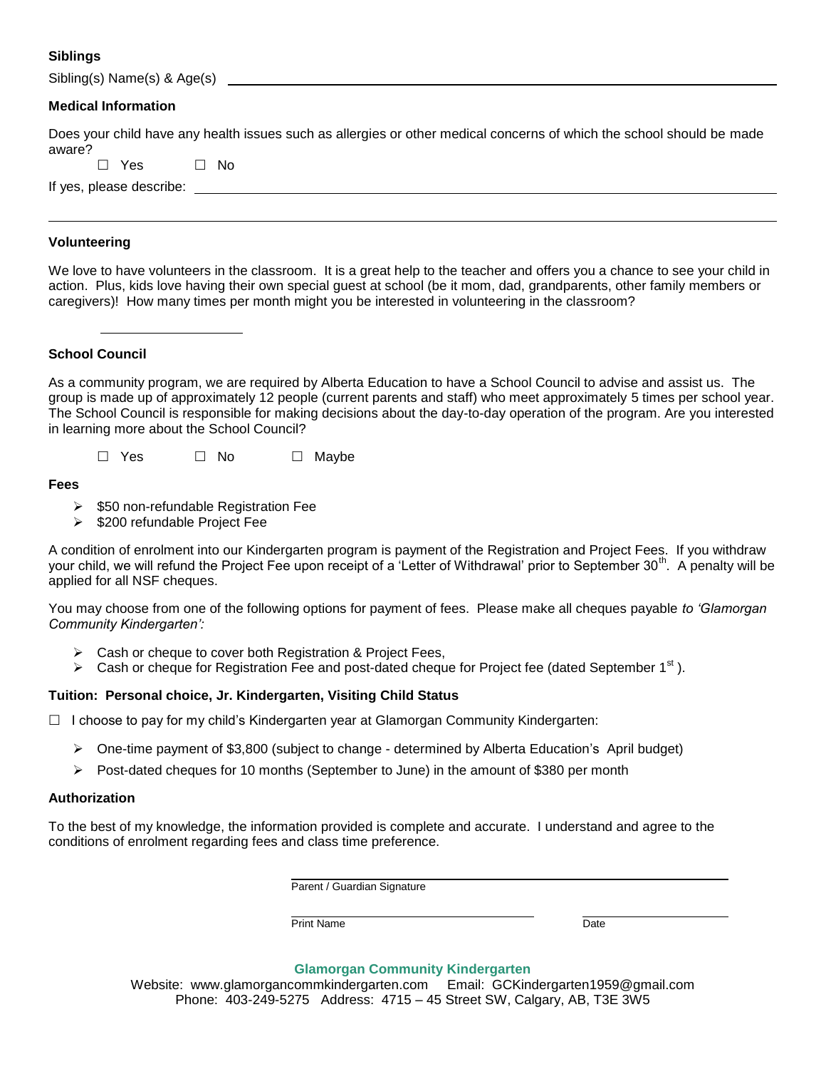**Siblings**

Sibling(s) Name(s) & Age(s) ____________________________________________

**Medical Information**

Does your child have any health issues such as allergies or other medical concerns of which the school should be made aware?

☐ Yes ☐ No

If yes, please describe: ____________________________________________

____________________________________________

**Volunteering**

We love to have volunteers in the classroom. It is a great help to the teacher and offers you a chance to see your child in action. Plus, kids love having their own special guest at school (be it mom, dad, grandparents, other family members or caregivers)! How many times per month might you be interested in volunteering in the classroom?

____________________

**School Council**

As a community program, we are required by Alberta Education to have a School Council to advise and assist us. The group is made up of approximately 12 people (current parents and staff) who meet approximately 5 times per school year. The School Council is responsible for making decisions about the day-to-day operation of the program. Are you interested in learning more about the School Council?

☐ Yes ☐ No ☐ Maybe

**Fees**

- $50 non-refundable Registration Fee
- $200 refundable Project Fee

A condition of enrolment into our Kindergarten program is payment of the Registration and Project Fees. If you withdraw your child, we will refund the Project Fee upon receipt of a 'Letter of Withdrawal' prior to September 30th. A penalty will be applied for all NSF cheques.

You may choose from one of the following options for payment of fees. Please make all cheques payable *to 'Glamorgan Community Kindergarten':*

- Cash or cheque to cover both Registration & Project Fees,
- Cash or cheque for Registration Fee and post-dated cheque for Project fee (dated September 1st ).

**Tuition: Personal choice, Jr. Kindergarten, Visiting Child Status**

☐ I choose to pay for my child's Kindergarten year at Glamorgan Community Kindergarten:

- One-time payment of $3,800 (subject to change - determined by Alberta Education's April budget)
- Post-dated cheques for 10 months (September to June) in the amount of $380 per month

**Authorization**

To the best of my knowledge, the information provided is complete and accurate. I understand and agree to the conditions of enrolment regarding fees and class time preference.

____________________________________________
Parent / Guardian Signature

______________________________ ____________________
Print Name Date

**Glamorgan Community Kindergarten**
Website: www.glamorgancommkindergarten.com Email: GCKindergarten1959@gmail.com
Phone: 403-249-5275 Address: 4715 – 45 Street SW, Calgary, AB, T3E 3W5